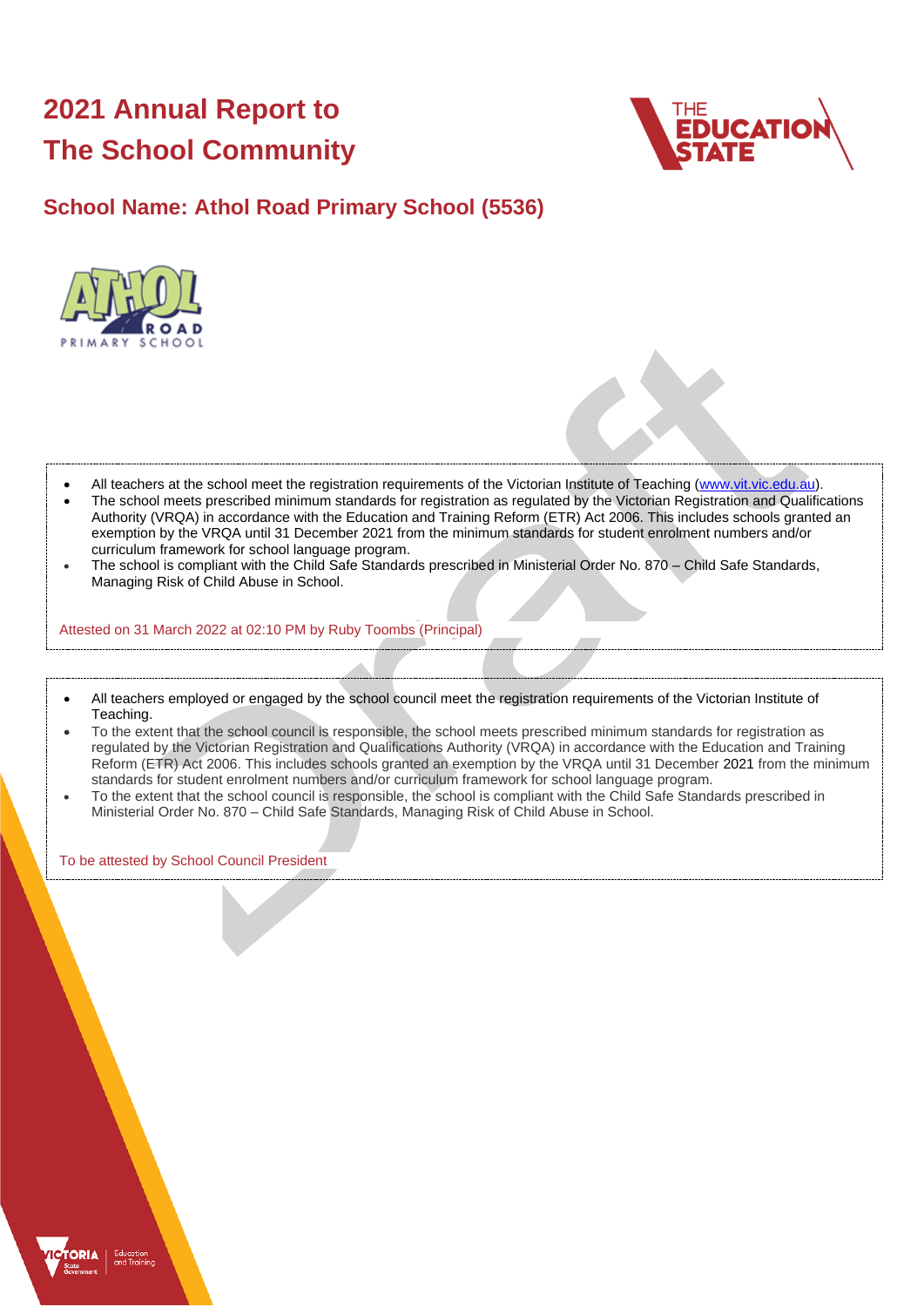# 2021 Annual Report to The School Community

## School Name: Athol Road Primary School (5536)

- All teachers at the school meet the registration requirements of the Victorian Institute of Teaching (www.vit.vic.edu.au).
- The school meets prescribed minimum standards for registration as regulated by the Victorian Registration and Qualifications Authority (VRQA) in accordance with the Education and Training Reform (ETR) Act 2006. This includes schools granted an exemption by the VRQA until 31 December 2021 from the minimum standards for student enrolment numbers and/or curriculum framework for school language program.
- The school is compliant with the Child Safe Standards prescribed in Ministerial Order No. 870 – Child Safe Standards, Managing Risk of Child Abuse in School.

Attested on 31 March 2022 at 02:10 PM by Ruby Toombs (Principal)

- All teachers employed or engaged by the school council meet the registration requirements of the Victorian Institute of Teaching.
- To the extent that the school council is responsible, the school meets prescribed minimum standards for registration as regulated by the Victorian Registration and Qualifications Authority (VRQA) in accordance with the Education and Training Reform (ETR) Act 2006. This includes schools granted an exemption by the VRQA until 31 December 2021 from the minimum standards for student enrolment numbers and/or curriculum framework for school language program.
- To the extent that the school council is responsible, the school is compliant with the Child Safe Standards prescribed in Ministerial Order No. 870 – Child Safe Standards, Managing Risk of Child Abuse in School.

To be attested by School Council President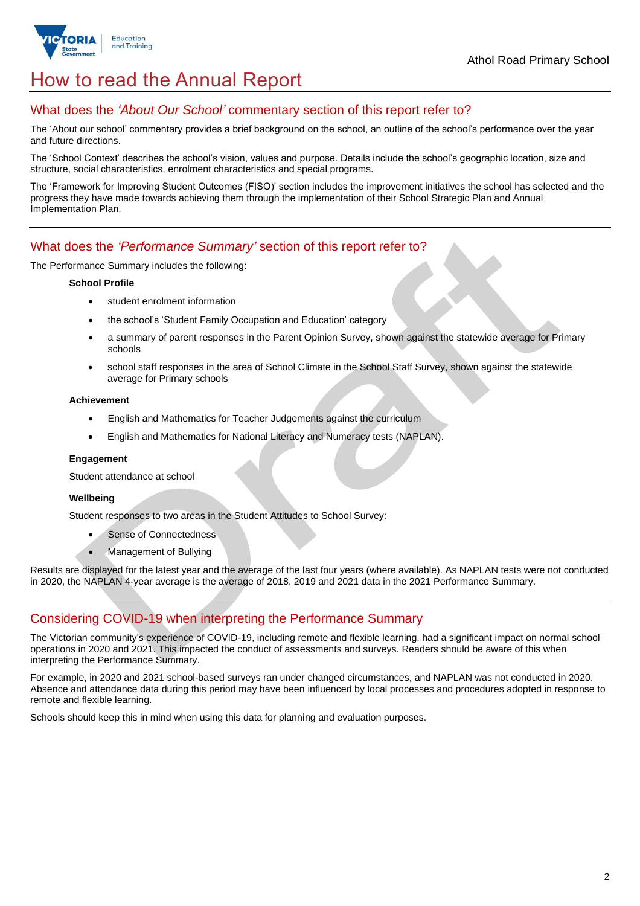# How to read the Annual Report

## What does the *'About Our School'* commentary section of this report refer to?

The 'About our school' commentary provides a brief background on the school, an outline of the school's performance over the year and future directions.

The 'School Context' describes the school's vision, values and purpose. Details include the school's geographic location, size and structure, social characteristics, enrolment characteristics and special programs.

The 'Framework for Improving Student Outcomes (FISO)' section includes the improvement initiatives the school has selected and the progress they have made towards achieving them through the implementation of their School Strategic Plan and Annual Implementation Plan.

## What does the *'Performance Summary'* section of this report refer to?

The Performance Summary includes the following:

**School Profile**

- student enrolment information
- the school's 'Student Family Occupation and Education' category
- a summary of parent responses in the Parent Opinion Survey, shown against the statewide average for Primary schools
- school staff responses in the area of School Climate in the School Staff Survey, shown against the statewide average for Primary schools

**Achievement**

- English and Mathematics for Teacher Judgements against the curriculum
- English and Mathematics for National Literacy and Numeracy tests (NAPLAN).

**Engagement**

Student attendance at school

**Wellbeing**

Student responses to two areas in the Student Attitudes to School Survey:

- Sense of Connectedness
- Management of Bullying

Results are displayed for the latest year and the average of the last four years (where available). As NAPLAN tests were not conducted in 2020, the NAPLAN 4-year average is the average of 2018, 2019 and 2021 data in the 2021 Performance Summary.

## Considering COVID-19 when interpreting the Performance Summary

The Victorian community's experience of COVID-19, including remote and flexible learning, had a significant impact on normal school operations in 2020 and 2021. This impacted the conduct of assessments and surveys. Readers should be aware of this when interpreting the Performance Summary.

For example, in 2020 and 2021 school-based surveys ran under changed circumstances, and NAPLAN was not conducted in 2020. Absence and attendance data during this period may have been influenced by local processes and procedures adopted in response to remote and flexible learning.

Schools should keep this in mind when using this data for planning and evaluation purposes.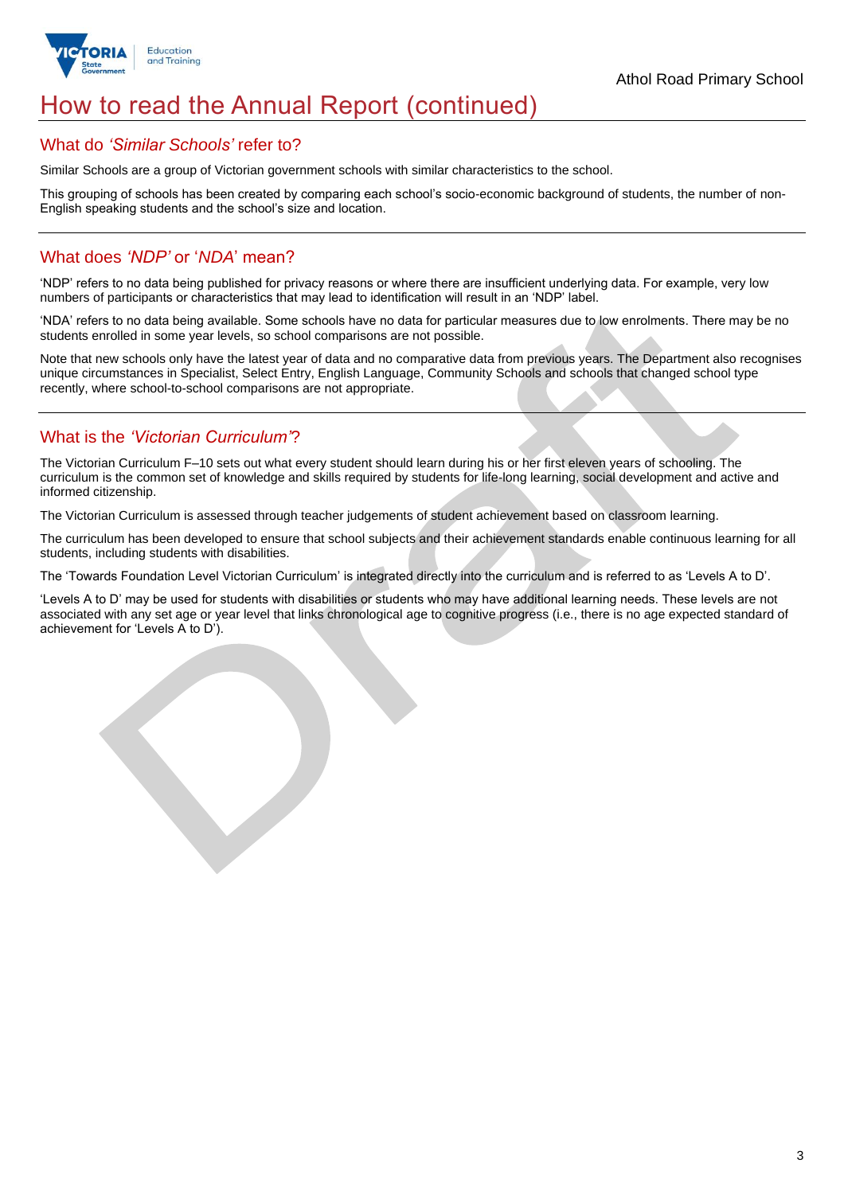# How to read the Annual Report (continued)

## What do *'Similar Schools'* refer to?

Similar Schools are a group of Victorian government schools with similar characteristics to the school.

This grouping of schools has been created by comparing each school's socio-economic background of students, the number of non-English speaking students and the school's size and location.

## What does *'NDP'* or '*NDA*' mean?

'NDP' refers to no data being published for privacy reasons or where there are insufficient underlying data. For example, very low numbers of participants or characteristics that may lead to identification will result in an 'NDP' label.

'NDA' refers to no data being available. Some schools have no data for particular measures due to low enrolments. There may be no students enrolled in some year levels, so school comparisons are not possible.

Note that new schools only have the latest year of data and no comparative data from previous years. The Department also recognises unique circumstances in Specialist, Select Entry, English Language, Community Schools and schools that changed school type recently, where school-to-school comparisons are not appropriate.

## What is the *'Victorian Curriculum'*?

The Victorian Curriculum F–10 sets out what every student should learn during his or her first eleven years of schooling. The curriculum is the common set of knowledge and skills required by students for life-long learning, social development and active and informed citizenship.

The Victorian Curriculum is assessed through teacher judgements of student achievement based on classroom learning.

The curriculum has been developed to ensure that school subjects and their achievement standards enable continuous learning for all students, including students with disabilities.

The 'Towards Foundation Level Victorian Curriculum' is integrated directly into the curriculum and is referred to as 'Levels A to D'.

'Levels A to D' may be used for students with disabilities or students who may have additional learning needs. These levels are not associated with any set age or year level that links chronological age to cognitive progress (i.e., there is no age expected standard of achievement for 'Levels A to D').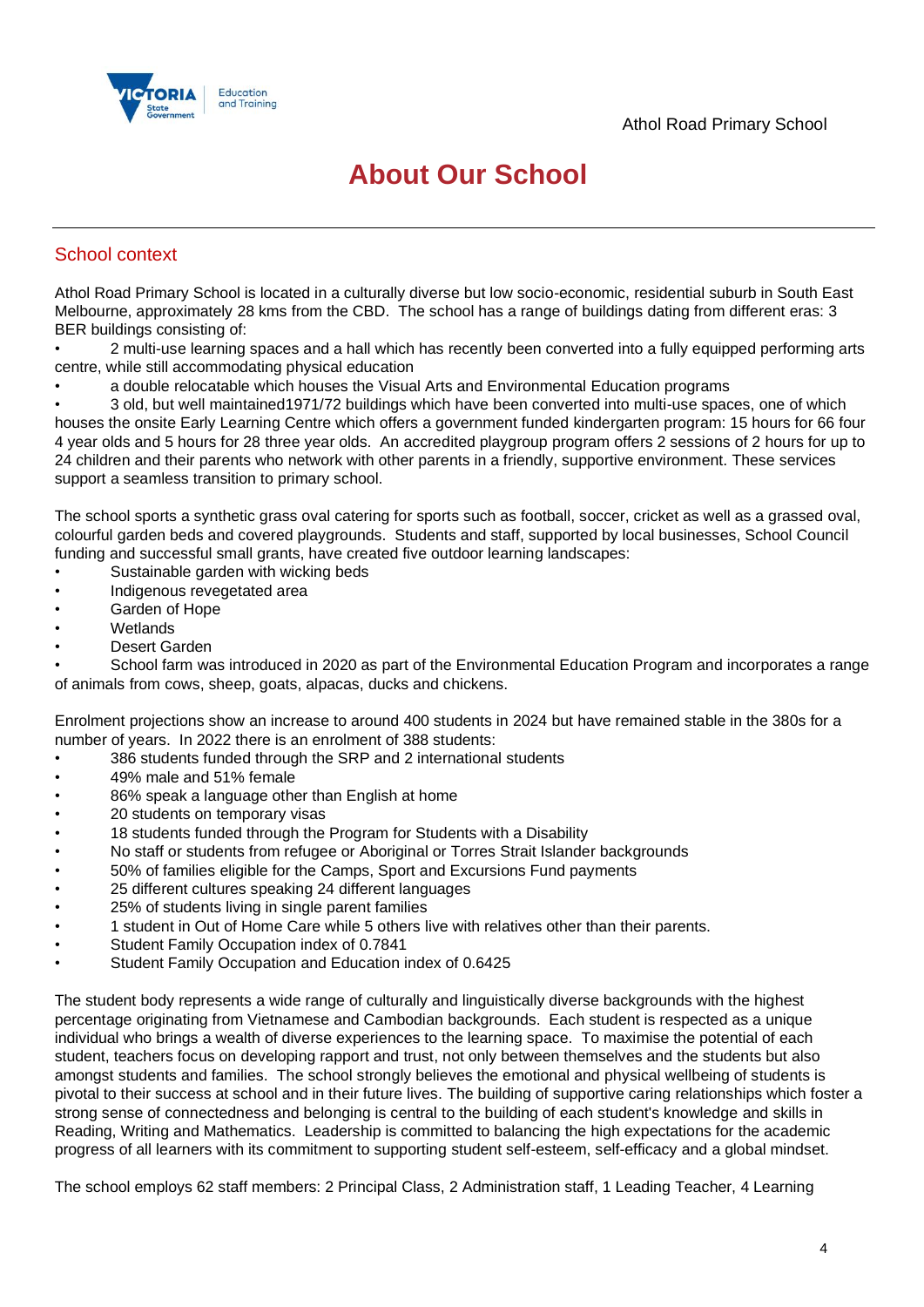# About Our School

## School context

Athol Road Primary School is located in a culturally diverse but low socio-economic, residential suburb in South East Melbourne, approximately 28 kms from the CBD. The school has a range of buildings dating from different eras: 3 BER buildings consisting of:

- 2 multi-use learning spaces and a hall which has recently been converted into a fully equipped performing arts centre, while still accommodating physical education
- a double relocatable which houses the Visual Arts and Environmental Education programs
- 3 old, but well maintained1971/72 buildings which have been converted into multi-use spaces, one of which houses the onsite Early Learning Centre which offers a government funded kindergarten program: 15 hours for 66 four 4 year olds and 5 hours for 28 three year olds. An accredited playgroup program offers 2 sessions of 2 hours for up to 24 children and their parents who network with other parents in a friendly, supportive environment. These services support a seamless transition to primary school.

The school sports a synthetic grass oval catering for sports such as football, soccer, cricket as well as a grassed oval, colourful garden beds and covered playgrounds. Students and staff, supported by local businesses, School Council funding and successful small grants, have created five outdoor learning landscapes:

- Sustainable garden with wicking beds
- Indigenous revegetated area
- Garden of Hope
- Wetlands
- Desert Garden
- School farm was introduced in 2020 as part of the Environmental Education Program and incorporates a range of animals from cows, sheep, goats, alpacas, ducks and chickens.

Enrolment projections show an increase to around 400 students in 2024 but have remained stable in the 380s for a number of years. In 2022 there is an enrolment of 388 students:

- 386 students funded through the SRP and 2 international students
- 49% male and 51% female
- 86% speak a language other than English at home
- 20 students on temporary visas
- 18 students funded through the Program for Students with a Disability
- No staff or students from refugee or Aboriginal or Torres Strait Islander backgrounds
- 50% of families eligible for the Camps, Sport and Excursions Fund payments
- 25 different cultures speaking 24 different languages
- 25% of students living in single parent families
- 1 student in Out of Home Care while 5 others live with relatives other than their parents.
- Student Family Occupation index of 0.7841
- Student Family Occupation and Education index of 0.6425

The student body represents a wide range of culturally and linguistically diverse backgrounds with the highest percentage originating from Vietnamese and Cambodian backgrounds. Each student is respected as a unique individual who brings a wealth of diverse experiences to the learning space. To maximise the potential of each student, teachers focus on developing rapport and trust, not only between themselves and the students but also amongst students and families. The school strongly believes the emotional and physical wellbeing of students is pivotal to their success at school and in their future lives. The building of supportive caring relationships which foster a strong sense of connectedness and belonging is central to the building of each student's knowledge and skills in Reading, Writing and Mathematics. Leadership is committed to balancing the high expectations for the academic progress of all learners with its commitment to supporting student self-esteem, self-efficacy and a global mindset.

The school employs 62 staff members: 2 Principal Class, 2 Administration staff, 1 Leading Teacher, 4 Learning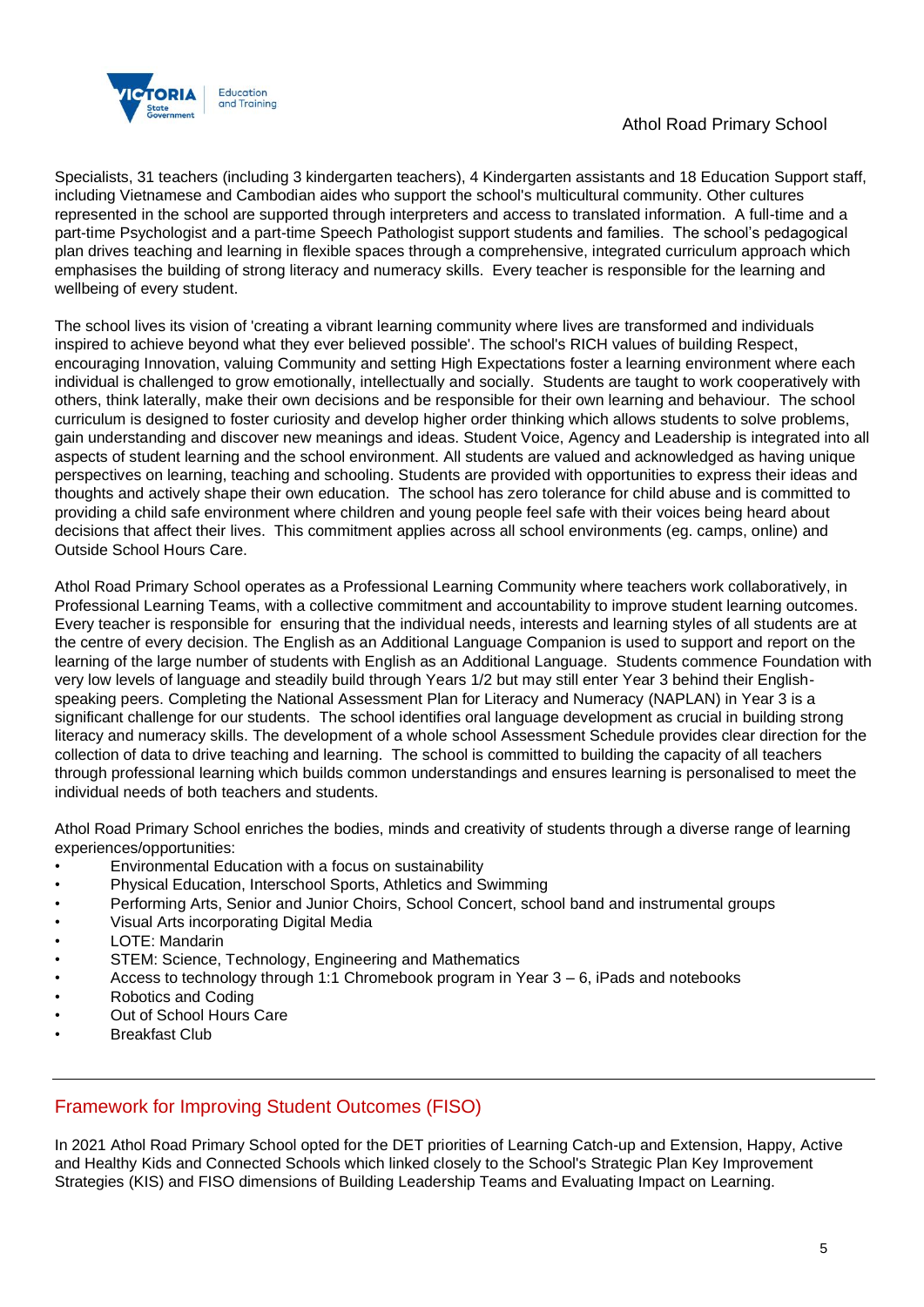Specialists, 31 teachers (including 3 kindergarten teachers), 4 Kindergarten assistants and 18 Education Support staff, including Vietnamese and Cambodian aides who support the school's multicultural community. Other cultures represented in the school are supported through interpreters and access to translated information. A full-time and a part-time Psychologist and a part-time Speech Pathologist support students and families. The school's pedagogical plan drives teaching and learning in flexible spaces through a comprehensive, integrated curriculum approach which emphasises the building of strong literacy and numeracy skills. Every teacher is responsible for the learning and wellbeing of every student.

The school lives its vision of 'creating a vibrant learning community where lives are transformed and individuals inspired to achieve beyond what they ever believed possible'. The school's RICH values of building Respect, encouraging Innovation, valuing Community and setting High Expectations foster a learning environment where each individual is challenged to grow emotionally, intellectually and socially. Students are taught to work cooperatively with others, think laterally, make their own decisions and be responsible for their own learning and behaviour. The school curriculum is designed to foster curiosity and develop higher order thinking which allows students to solve problems, gain understanding and discover new meanings and ideas. Student Voice, Agency and Leadership is integrated into all aspects of student learning and the school environment. All students are valued and acknowledged as having unique perspectives on learning, teaching and schooling. Students are provided with opportunities to express their ideas and thoughts and actively shape their own education. The school has zero tolerance for child abuse and is committed to providing a child safe environment where children and young people feel safe with their voices being heard about decisions that affect their lives. This commitment applies across all school environments (eg. camps, online) and Outside School Hours Care.

Athol Road Primary School operates as a Professional Learning Community where teachers work collaboratively, in Professional Learning Teams, with a collective commitment and accountability to improve student learning outcomes. Every teacher is responsible for ensuring that the individual needs, interests and learning styles of all students are at the centre of every decision. The English as an Additional Language Companion is used to support and report on the learning of the large number of students with English as an Additional Language. Students commence Foundation with very low levels of language and steadily build through Years 1/2 but may still enter Year 3 behind their English-speaking peers. Completing the National Assessment Plan for Literacy and Numeracy (NAPLAN) in Year 3 is a significant challenge for our students. The school identifies oral language development as crucial in building strong literacy and numeracy skills. The development of a whole school Assessment Schedule provides clear direction for the collection of data to drive teaching and learning. The school is committed to building the capacity of all teachers through professional learning which builds common understandings and ensures learning is personalised to meet the individual needs of both teachers and students.

Athol Road Primary School enriches the bodies, minds and creativity of students through a diverse range of learning experiences/opportunities:

- Environmental Education with a focus on sustainability
- Physical Education, Interschool Sports, Athletics and Swimming
- Performing Arts, Senior and Junior Choirs, School Concert, school band and instrumental groups
- Visual Arts incorporating Digital Media
- LOTE: Mandarin
- STEM: Science, Technology, Engineering and Mathematics
- Access to technology through 1:1 Chromebook program in Year 3 – 6, iPads and notebooks
- Robotics and Coding
- Out of School Hours Care
- Breakfast Club

## Framework for Improving Student Outcomes (FISO)

In 2021 Athol Road Primary School opted for the DET priorities of Learning Catch-up and Extension, Happy, Active and Healthy Kids and Connected Schools which linked closely to the School's Strategic Plan Key Improvement Strategies (KIS) and FISO dimensions of Building Leadership Teams and Evaluating Impact on Learning.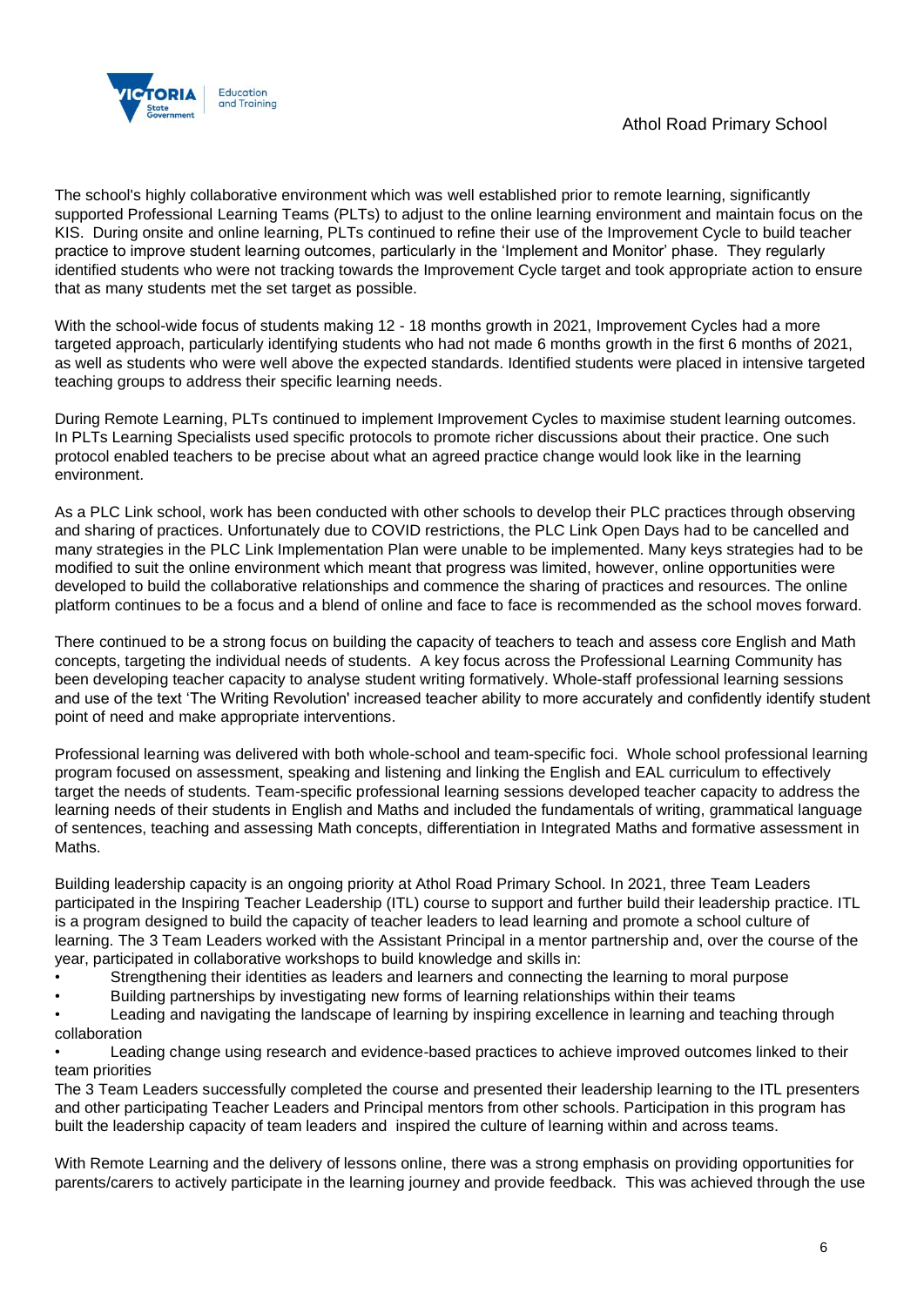The school's highly collaborative environment which was well established prior to remote learning, significantly supported Professional Learning Teams (PLTs) to adjust to the online learning environment and maintain focus on the KIS. During onsite and online learning, PLTs continued to refine their use of the Improvement Cycle to build teacher practice to improve student learning outcomes, particularly in the 'Implement and Monitor' phase. They regularly identified students who were not tracking towards the Improvement Cycle target and took appropriate action to ensure that as many students met the set target as possible.

With the school-wide focus of students making 12 - 18 months growth in 2021, Improvement Cycles had a more targeted approach, particularly identifying students who had not made 6 months growth in the first 6 months of 2021, as well as students who were well above the expected standards. Identified students were placed in intensive targeted teaching groups to address their specific learning needs.

During Remote Learning, PLTs continued to implement Improvement Cycles to maximise student learning outcomes. In PLTs Learning Specialists used specific protocols to promote richer discussions about their practice. One such protocol enabled teachers to be precise about what an agreed practice change would look like in the learning environment.

As a PLC Link school, work has been conducted with other schools to develop their PLC practices through observing and sharing of practices. Unfortunately due to COVID restrictions, the PLC Link Open Days had to be cancelled and many strategies in the PLC Link Implementation Plan were unable to be implemented. Many keys strategies had to be modified to suit the online environment which meant that progress was limited, however, online opportunities were developed to build the collaborative relationships and commence the sharing of practices and resources. The online platform continues to be a focus and a blend of online and face to face is recommended as the school moves forward.

There continued to be a strong focus on building the capacity of teachers to teach and assess core English and Math concepts, targeting the individual needs of students. A key focus across the Professional Learning Community has been developing teacher capacity to analyse student writing formatively. Whole-staff professional learning sessions and use of the text 'The Writing Revolution' increased teacher ability to more accurately and confidently identify student point of need and make appropriate interventions.

Professional learning was delivered with both whole-school and team-specific foci. Whole school professional learning program focused on assessment, speaking and listening and linking the English and EAL curriculum to effectively target the needs of students. Team-specific professional learning sessions developed teacher capacity to address the learning needs of their students in English and Maths and included the fundamentals of writing, grammatical language of sentences, teaching and assessing Math concepts, differentiation in Integrated Maths and formative assessment in Maths.

Building leadership capacity is an ongoing priority at Athol Road Primary School. In 2021, three Team Leaders participated in the Inspiring Teacher Leadership (ITL) course to support and further build their leadership practice. ITL is a program designed to build the capacity of teacher leaders to lead learning and promote a school culture of learning. The 3 Team Leaders worked with the Assistant Principal in a mentor partnership and, over the course of the year, participated in collaborative workshops to build knowledge and skills in:

- Strengthening their identities as leaders and learners and connecting the learning to moral purpose
- Building partnerships by investigating new forms of learning relationships within their teams
- Leading and navigating the landscape of learning by inspiring excellence in learning and teaching through collaboration
- Leading change using research and evidence-based practices to achieve improved outcomes linked to their team priorities

The 3 Team Leaders successfully completed the course and presented their leadership learning to the ITL presenters and other participating Teacher Leaders and Principal mentors from other schools. Participation in this program has built the leadership capacity of team leaders and inspired the culture of learning within and across teams.

With Remote Learning and the delivery of lessons online, there was a strong emphasis on providing opportunities for parents/carers to actively participate in the learning journey and provide feedback. This was achieved through the use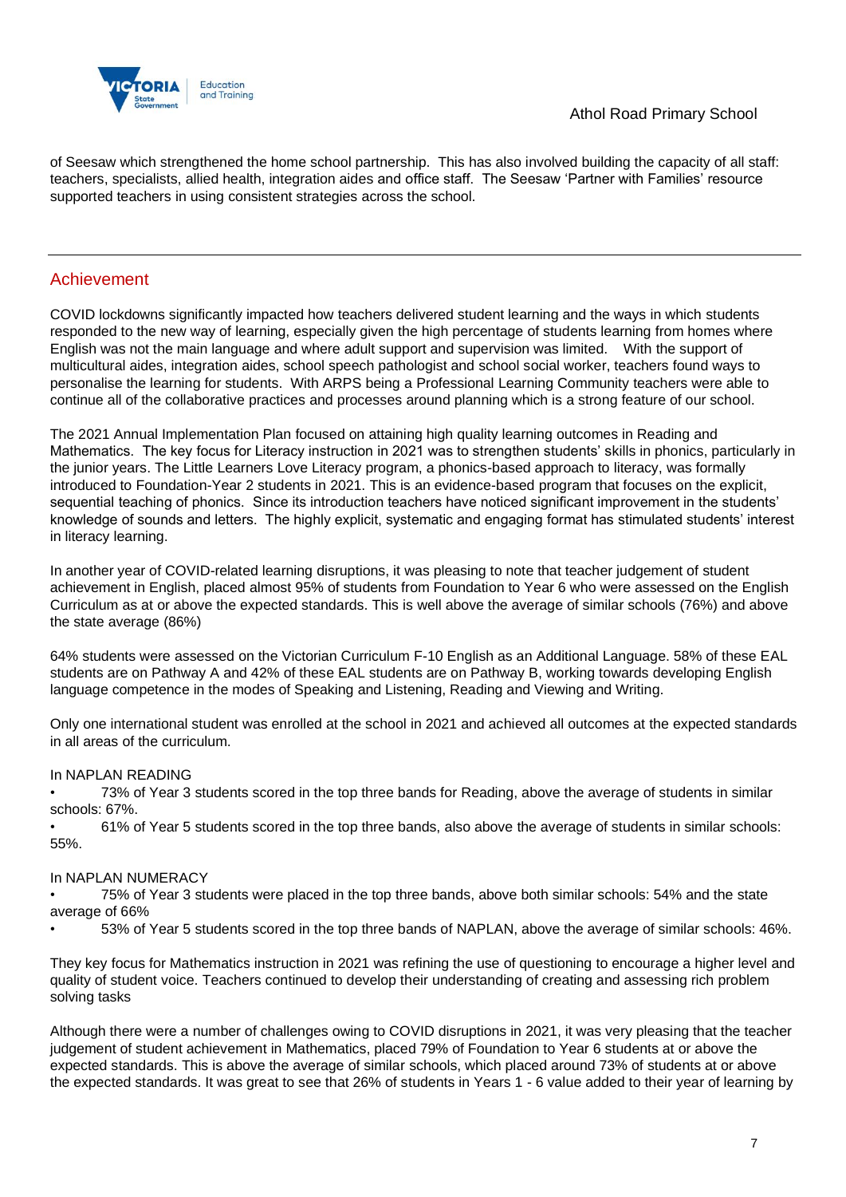of Seesaw which strengthened the home school partnership. This has also involved building the capacity of all staff: teachers, specialists, allied health, integration aides and office staff. The Seesaw 'Partner with Families' resource supported teachers in using consistent strategies across the school.

## Achievement

COVID lockdowns significantly impacted how teachers delivered student learning and the ways in which students responded to the new way of learning, especially given the high percentage of students learning from homes where English was not the main language and where adult support and supervision was limited. With the support of multicultural aides, integration aides, school speech pathologist and school social worker, teachers found ways to personalise the learning for students. With ARPS being a Professional Learning Community teachers were able to continue all of the collaborative practices and processes around planning which is a strong feature of our school.

The 2021 Annual Implementation Plan focused on attaining high quality learning outcomes in Reading and Mathematics. The key focus for Literacy instruction in 2021 was to strengthen students' skills in phonics, particularly in the junior years. The Little Learners Love Literacy program, a phonics-based approach to literacy, was formally introduced to Foundation-Year 2 students in 2021. This is an evidence-based program that focuses on the explicit, sequential teaching of phonics. Since its introduction teachers have noticed significant improvement in the students' knowledge of sounds and letters. The highly explicit, systematic and engaging format has stimulated students' interest in literacy learning.

In another year of COVID-related learning disruptions, it was pleasing to note that teacher judgement of student achievement in English, placed almost 95% of students from Foundation to Year 6 who were assessed on the English Curriculum as at or above the expected standards. This is well above the average of similar schools (76%) and above the state average (86%)

64% students were assessed on the Victorian Curriculum F-10 English as an Additional Language. 58% of these EAL students are on Pathway A and 42% of these EAL students are on Pathway B, working towards developing English language competence in the modes of Speaking and Listening, Reading and Viewing and Writing.

Only one international student was enrolled at the school in 2021 and achieved all outcomes at the expected standards in all areas of the curriculum.

In NAPLAN READING

- 73% of Year 3 students scored in the top three bands for Reading, above the average of students in similar schools: 67%.
- 61% of Year 5 students scored in the top three bands, also above the average of students in similar schools: 55%.

In NAPLAN NUMERACY

- 75% of Year 3 students were placed in the top three bands, above both similar schools: 54% and the state average of 66%
- 53% of Year 5 students scored in the top three bands of NAPLAN, above the average of similar schools: 46%.

They key focus for Mathematics instruction in 2021 was refining the use of questioning to encourage a higher level and quality of student voice. Teachers continued to develop their understanding of creating and assessing rich problem solving tasks

Although there were a number of challenges owing to COVID disruptions in 2021, it was very pleasing that the teacher judgement of student achievement in Mathematics, placed 79% of Foundation to Year 6 students at or above the expected standards. This is above the average of similar schools, which placed around 73% of students at or above the expected standards. It was great to see that 26% of students in Years 1 - 6 value added to their year of learning by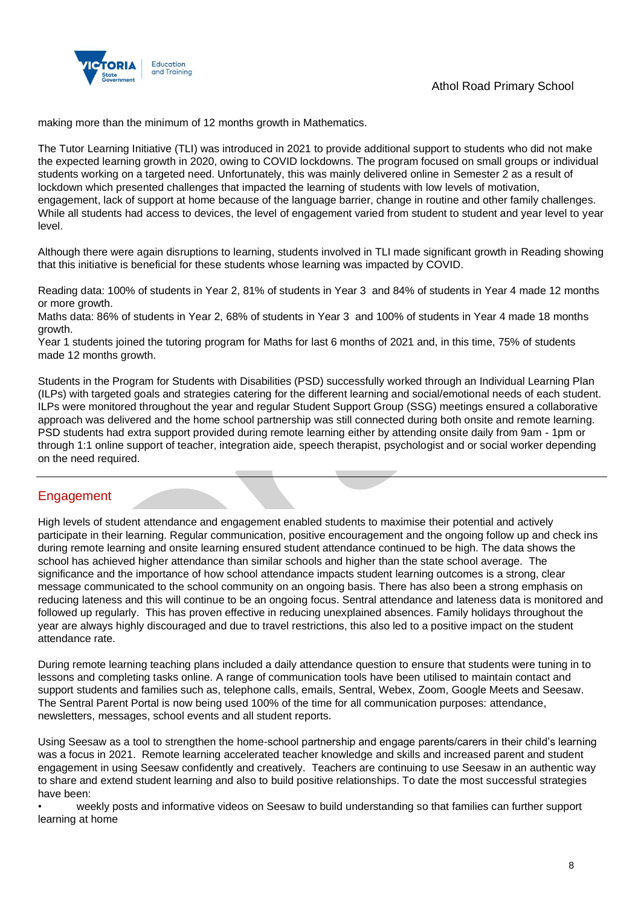making more than the minimum of 12 months growth in Mathematics.

The Tutor Learning Initiative (TLI) was introduced in 2021 to provide additional support to students who did not make the expected learning growth in 2020, owing to COVID lockdowns. The program focused on small groups or individual students working on a targeted need. Unfortunately, this was mainly delivered online in Semester 2 as a result of lockdown which presented challenges that impacted the learning of students with low levels of motivation, engagement, lack of support at home because of the language barrier, change in routine and other family challenges. While all students had access to devices, the level of engagement varied from student to student and year level to year level.

Although there were again disruptions to learning, students involved in TLI made significant growth in Reading showing that this initiative is beneficial for these students whose learning was impacted by COVID.

Reading data: 100% of students in Year 2, 81% of students in Year 3 and 84% of students in Year 4 made 12 months or more growth.
Maths data: 86% of students in Year 2, 68% of students in Year 3 and 100% of students in Year 4 made 18 months growth.
Year 1 students joined the tutoring program for Maths for last 6 months of 2021 and, in this time, 75% of students made 12 months growth.

Students in the Program for Students with Disabilities (PSD) successfully worked through an Individual Learning Plan (ILPs) with targeted goals and strategies catering for the different learning and social/emotional needs of each student. ILPs were monitored throughout the year and regular Student Support Group (SSG) meetings ensured a collaborative approach was delivered and the home school partnership was still connected during both onsite and remote learning. PSD students had extra support provided during remote learning either by attending onsite daily from 9am - 1pm or through 1:1 online support of teacher, integration aide, speech therapist, psychologist and or social worker depending on the need required.

## Engagement

High levels of student attendance and engagement enabled students to maximise their potential and actively participate in their learning. Regular communication, positive encouragement and the ongoing follow up and check ins during remote learning and onsite learning ensured student attendance continued to be high. The data shows the school has achieved higher attendance than similar schools and higher than the state school average. The significance and the importance of how school attendance impacts student learning outcomes is a strong, clear message communicated to the school community on an ongoing basis. There has also been a strong emphasis on reducing lateness and this will continue to be an ongoing focus. Sentral attendance and lateness data is monitored and followed up regularly. This has proven effective in reducing unexplained absences. Family holidays throughout the year are always highly discouraged and due to travel restrictions, this also led to a positive impact on the student attendance rate.

During remote learning teaching plans included a daily attendance question to ensure that students were tuning in to lessons and completing tasks online. A range of communication tools have been utilised to maintain contact and support students and families such as, telephone calls, emails, Sentral, Webex, Zoom, Google Meets and Seesaw. The Sentral Parent Portal is now being used 100% of the time for all communication purposes: attendance, newsletters, messages, school events and all student reports.

Using Seesaw as a tool to strengthen the home-school partnership and engage parents/carers in their child's learning was a focus in 2021. Remote learning accelerated teacher knowledge and skills and increased parent and student engagement in using Seesaw confidently and creatively. Teachers are continuing to use Seesaw in an authentic way to share and extend student learning and also to build positive relationships. To date the most successful strategies have been:

- weekly posts and informative videos on Seesaw to build understanding so that families can further support learning at home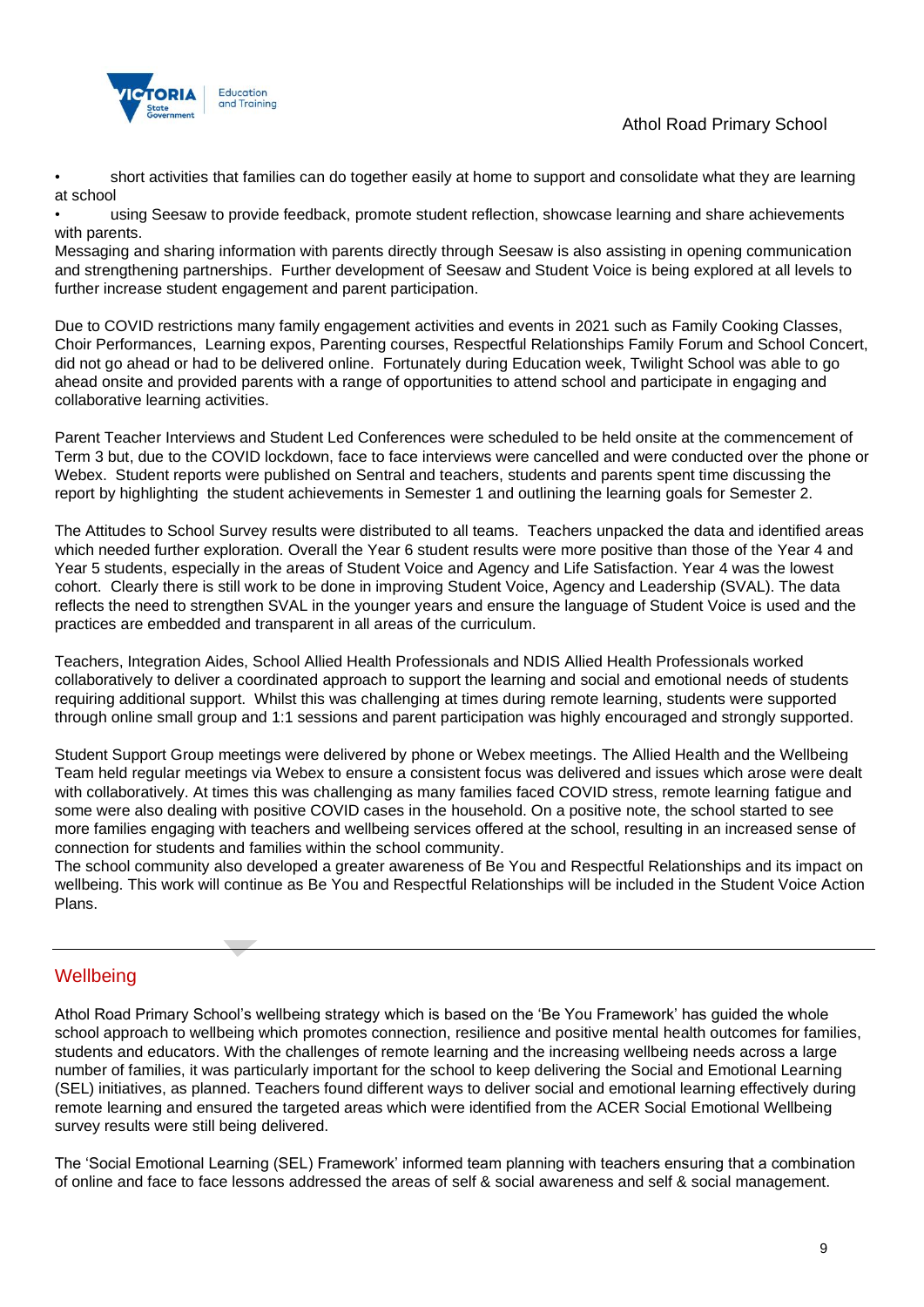- short activities that families can do together easily at home to support and consolidate what they are learning at school
- using Seesaw to provide feedback, promote student reflection, showcase learning and share achievements with parents.

Messaging and sharing information with parents directly through Seesaw is also assisting in opening communication and strengthening partnerships. Further development of Seesaw and Student Voice is being explored at all levels to further increase student engagement and parent participation.

Due to COVID restrictions many family engagement activities and events in 2021 such as Family Cooking Classes, Choir Performances, Learning expos, Parenting courses, Respectful Relationships Family Forum and School Concert, did not go ahead or had to be delivered online. Fortunately during Education week, Twilight School was able to go ahead onsite and provided parents with a range of opportunities to attend school and participate in engaging and collaborative learning activities.

Parent Teacher Interviews and Student Led Conferences were scheduled to be held onsite at the commencement of Term 3 but, due to the COVID lockdown, face to face interviews were cancelled and were conducted over the phone or Webex. Student reports were published on Sentral and teachers, students and parents spent time discussing the report by highlighting the student achievements in Semester 1 and outlining the learning goals for Semester 2.

The Attitudes to School Survey results were distributed to all teams. Teachers unpacked the data and identified areas which needed further exploration. Overall the Year 6 student results were more positive than those of the Year 4 and Year 5 students, especially in the areas of Student Voice and Agency and Life Satisfaction. Year 4 was the lowest cohort. Clearly there is still work to be done in improving Student Voice, Agency and Leadership (SVAL). The data reflects the need to strengthen SVAL in the younger years and ensure the language of Student Voice is used and the practices are embedded and transparent in all areas of the curriculum.

Teachers, Integration Aides, School Allied Health Professionals and NDIS Allied Health Professionals worked collaboratively to deliver a coordinated approach to support the learning and social and emotional needs of students requiring additional support. Whilst this was challenging at times during remote learning, students were supported through online small group and 1:1 sessions and parent participation was highly encouraged and strongly supported.

Student Support Group meetings were delivered by phone or Webex meetings. The Allied Health and the Wellbeing Team held regular meetings via Webex to ensure a consistent focus was delivered and issues which arose were dealt with collaboratively. At times this was challenging as many families faced COVID stress, remote learning fatigue and some were also dealing with positive COVID cases in the household. On a positive note, the school started to see more families engaging with teachers and wellbeing services offered at the school, resulting in an increased sense of connection for students and families within the school community.
The school community also developed a greater awareness of Be You and Respectful Relationships and its impact on wellbeing. This work will continue as Be You and Respectful Relationships will be included in the Student Voice Action Plans.

## Wellbeing

Athol Road Primary School's wellbeing strategy which is based on the 'Be You Framework' has guided the whole school approach to wellbeing which promotes connection, resilience and positive mental health outcomes for families, students and educators. With the challenges of remote learning and the increasing wellbeing needs across a large number of families, it was particularly important for the school to keep delivering the Social and Emotional Learning (SEL) initiatives, as planned. Teachers found different ways to deliver social and emotional learning effectively during remote learning and ensured the targeted areas which were identified from the ACER Social Emotional Wellbeing survey results were still being delivered.

The 'Social Emotional Learning (SEL) Framework' informed team planning with teachers ensuring that a combination of online and face to face lessons addressed the areas of self & social awareness and self & social management.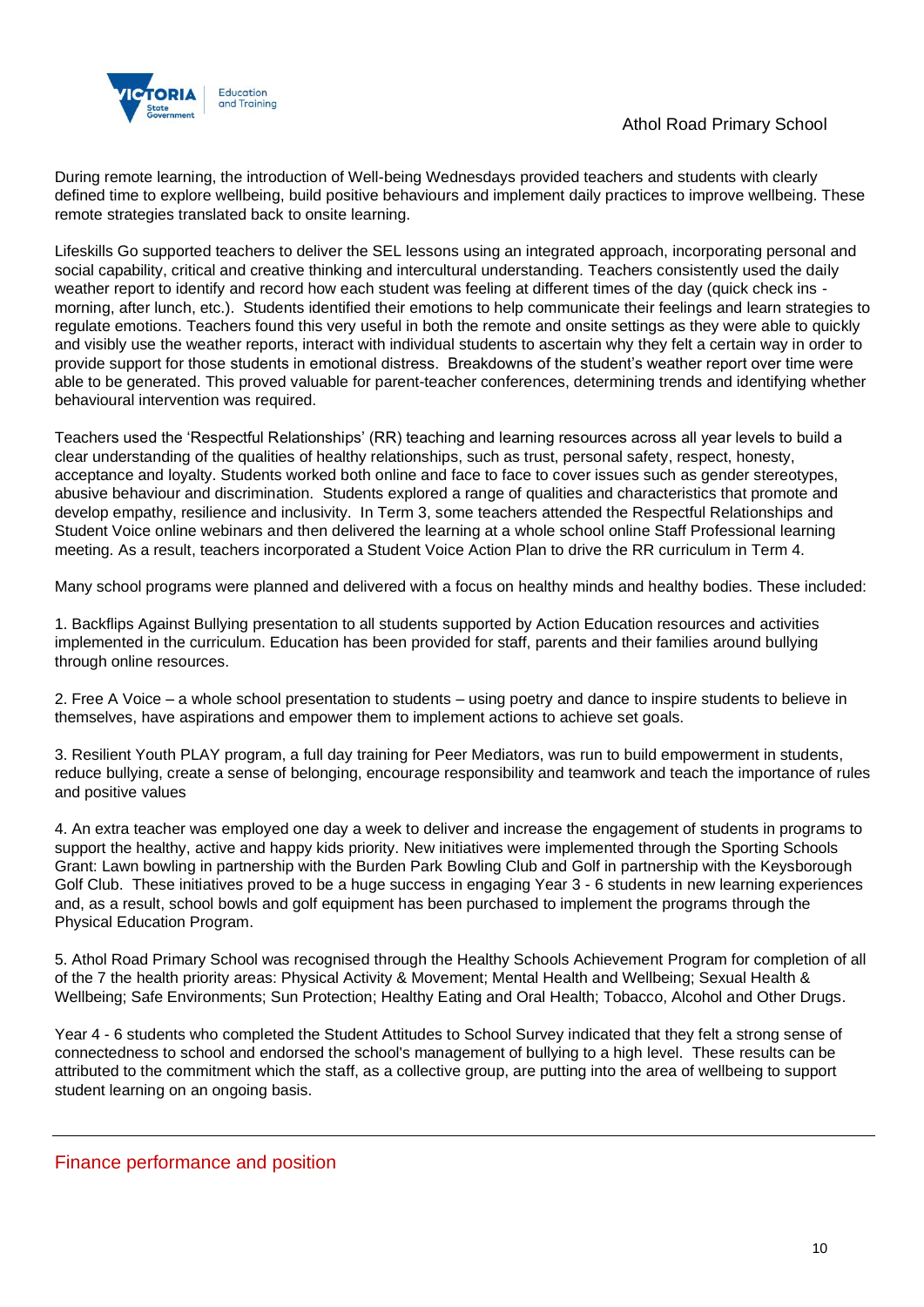During remote learning, the introduction of Well-being Wednesdays provided teachers and students with clearly defined time to explore wellbeing, build positive behaviours and implement daily practices to improve wellbeing. These remote strategies translated back to onsite learning.

Lifeskills Go supported teachers to deliver the SEL lessons using an integrated approach, incorporating personal and social capability, critical and creative thinking and intercultural understanding. Teachers consistently used the daily weather report to identify and record how each student was feeling at different times of the day (quick check ins - morning, after lunch, etc.). Students identified their emotions to help communicate their feelings and learn strategies to regulate emotions. Teachers found this very useful in both the remote and onsite settings as they were able to quickly and visibly use the weather reports, interact with individual students to ascertain why they felt a certain way in order to provide support for those students in emotional distress. Breakdowns of the student's weather report over time were able to be generated. This proved valuable for parent-teacher conferences, determining trends and identifying whether behavioural intervention was required.

Teachers used the 'Respectful Relationships' (RR) teaching and learning resources across all year levels to build a clear understanding of the qualities of healthy relationships, such as trust, personal safety, respect, honesty, acceptance and loyalty. Students worked both online and face to face to cover issues such as gender stereotypes, abusive behaviour and discrimination. Students explored a range of qualities and characteristics that promote and develop empathy, resilience and inclusivity. In Term 3, some teachers attended the Respectful Relationships and Student Voice online webinars and then delivered the learning at a whole school online Staff Professional learning meeting. As a result, teachers incorporated a Student Voice Action Plan to drive the RR curriculum in Term 4.

Many school programs were planned and delivered with a focus on healthy minds and healthy bodies. These included:

1. Backflips Against Bullying presentation to all students supported by Action Education resources and activities implemented in the curriculum. Education has been provided for staff, parents and their families around bullying through online resources.

2. Free A Voice – a whole school presentation to students – using poetry and dance to inspire students to believe in themselves, have aspirations and empower them to implement actions to achieve set goals.

3. Resilient Youth PLAY program, a full day training for Peer Mediators, was run to build empowerment in students, reduce bullying, create a sense of belonging, encourage responsibility and teamwork and teach the importance of rules and positive values

4. An extra teacher was employed one day a week to deliver and increase the engagement of students in programs to support the healthy, active and happy kids priority. New initiatives were implemented through the Sporting Schools Grant: Lawn bowling in partnership with the Burden Park Bowling Club and Golf in partnership with the Keysborough Golf Club. These initiatives proved to be a huge success in engaging Year 3 - 6 students in new learning experiences and, as a result, school bowls and golf equipment has been purchased to implement the programs through the Physical Education Program.

5. Athol Road Primary School was recognised through the Healthy Schools Achievement Program for completion of all of the 7 the health priority areas: Physical Activity & Movement; Mental Health and Wellbeing; Sexual Health & Wellbeing; Safe Environments; Sun Protection; Healthy Eating and Oral Health; Tobacco, Alcohol and Other Drugs.

Year 4 - 6 students who completed the Student Attitudes to School Survey indicated that they felt a strong sense of connectedness to school and endorsed the school's management of bullying to a high level. These results can be attributed to the commitment which the staff, as a collective group, are putting into the area of wellbeing to support student learning on an ongoing basis.

## Finance performance and position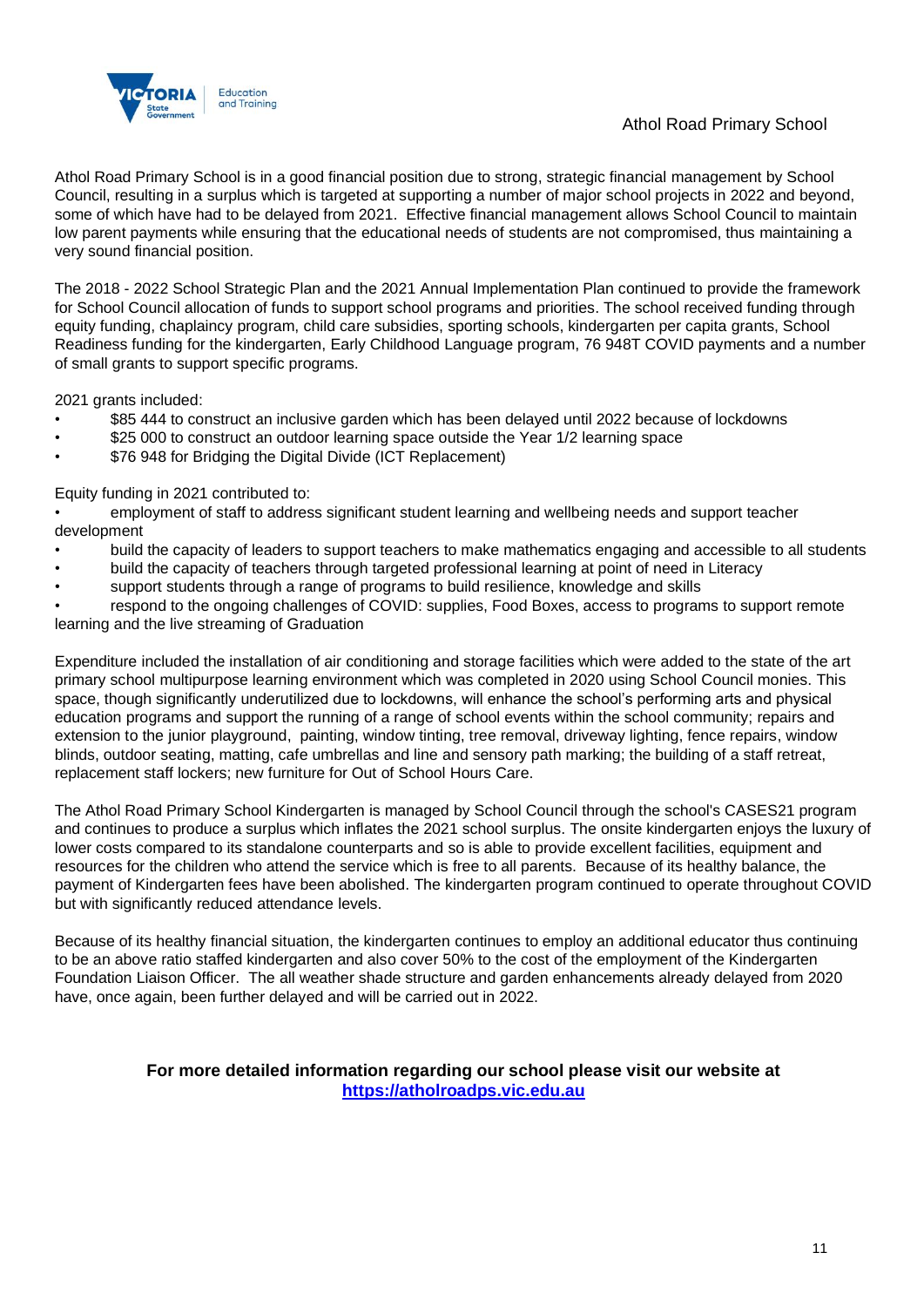Athol Road Primary School is in a good financial position due to strong, strategic financial management by School Council, resulting in a surplus which is targeted at supporting a number of major school projects in 2022 and beyond, some of which have had to be delayed from 2021. Effective financial management allows School Council to maintain low parent payments while ensuring that the educational needs of students are not compromised, thus maintaining a very sound financial position.

The 2018 - 2022 School Strategic Plan and the 2021 Annual Implementation Plan continued to provide the framework for School Council allocation of funds to support school programs and priorities. The school received funding through equity funding, chaplaincy program, child care subsidies, sporting schools, kindergarten per capita grants, School Readiness funding for the kindergarten, Early Childhood Language program, 76 948T COVID payments and a number of small grants to support specific programs.

2021 grants included:

- $85 444 to construct an inclusive garden which has been delayed until 2022 because of lockdowns
- $25 000 to construct an outdoor learning space outside the Year 1/2 learning space
- $76 948 for Bridging the Digital Divide (ICT Replacement)

Equity funding in 2021 contributed to:

- employment of staff to address significant student learning and wellbeing needs and support teacher development
- build the capacity of leaders to support teachers to make mathematics engaging and accessible to all students
- build the capacity of teachers through targeted professional learning at point of need in Literacy
- support students through a range of programs to build resilience, knowledge and skills
- respond to the ongoing challenges of COVID: supplies, Food Boxes, access to programs to support remote learning and the live streaming of Graduation

Expenditure included the installation of air conditioning and storage facilities which were added to the state of the art primary school multipurpose learning environment which was completed in 2020 using School Council monies. This space, though significantly underutilized due to lockdowns, will enhance the school's performing arts and physical education programs and support the running of a range of school events within the school community; repairs and extension to the junior playground, painting, window tinting, tree removal, driveway lighting, fence repairs, window blinds, outdoor seating, matting, cafe umbrellas and line and sensory path marking; the building of a staff retreat, replacement staff lockers; new furniture for Out of School Hours Care.

The Athol Road Primary School Kindergarten is managed by School Council through the school's CASES21 program and continues to produce a surplus which inflates the 2021 school surplus. The onsite kindergarten enjoys the luxury of lower costs compared to its standalone counterparts and so is able to provide excellent facilities, equipment and resources for the children who attend the service which is free to all parents. Because of its healthy balance, the payment of Kindergarten fees have been abolished. The kindergarten program continued to operate throughout COVID but with significantly reduced attendance levels.

Because of its healthy financial situation, the kindergarten continues to employ an additional educator thus continuing to be an above ratio staffed kindergarten and also cover 50% to the cost of the employment of the Kindergarten Foundation Liaison Officer. The all weather shade structure and garden enhancements already delayed from 2020 have, once again, been further delayed and will be carried out in 2022.

**For more detailed information regarding our school please visit our website at [https://atholroadps.vic.edu.au](https://atholroadps.vic.edu.au)**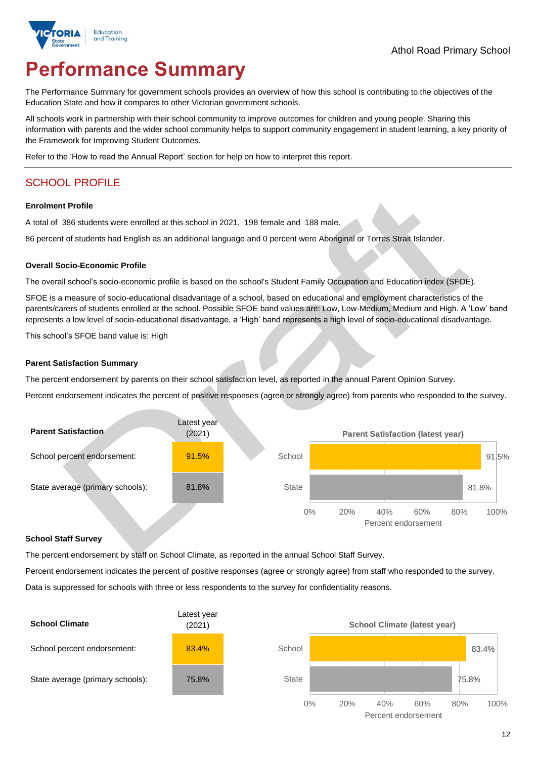# Performance Summary

The Performance Summary for government schools provides an overview of how this school is contributing to the objectives of the Education State and how it compares to other Victorian government schools.

All schools work in partnership with their school community to improve outcomes for children and young people. Sharing this information with parents and the wider school community helps to support community engagement in student learning, a key priority of the Framework for Improving Student Outcomes.

Refer to the 'How to read the Annual Report' section for help on how to interpret this report.

## SCHOOL PROFILE

### Enrolment Profile

A total of 386 students were enrolled at this school in 2021, 198 female and 188 male.

86 percent of students had English as an additional language and 0 percent were Aboriginal or Torres Strait Islander.

### Overall Socio-Economic Profile

The overall school's socio-economic profile is based on the school's Student Family Occupation and Education index (SFOE).

SFOE is a measure of socio-educational disadvantage of a school, based on educational and employment characteristics of the parents/carers of students enrolled at the school. Possible SFOE band values are: Low, Low-Medium, Medium and High. A 'Low' band represents a low level of socio-educational disadvantage, a 'High' band represents a high level of socio-educational disadvantage.

This school's SFOE band value is: High

### Parent Satisfaction Summary

The percent endorsement by parents on their school satisfaction level, as reported in the annual Parent Opinion Survey.

Percent endorsement indicates the percent of positive responses (agree or strongly agree) from parents who responded to the survey.

| Parent Satisfaction | Latest year (2021) |
|---|---|
| School percent endorsement: | 91.5% |
| State average (primary schools): | 81.8% |

**Parent Satisfaction (latest year)**

| | Percent endorsement |
|---|---|
| School | 91.5% |
| State | 81.8% |

### School Staff Survey

The percent endorsement by staff on School Climate, as reported in the annual School Staff Survey.

Percent endorsement indicates the percent of positive responses (agree or strongly agree) from staff who responded to the survey.

Data is suppressed for schools with three or less respondents to the survey for confidentiality reasons.

| School Climate | Latest year (2021) |
|---|---|
| School percent endorsement: | 83.4% |
| State average (primary schools): | 75.8% |

**School Climate (latest year)**

| | Percent endorsement |
|---|---|
| School | 83.4% |
| State | 75.8% |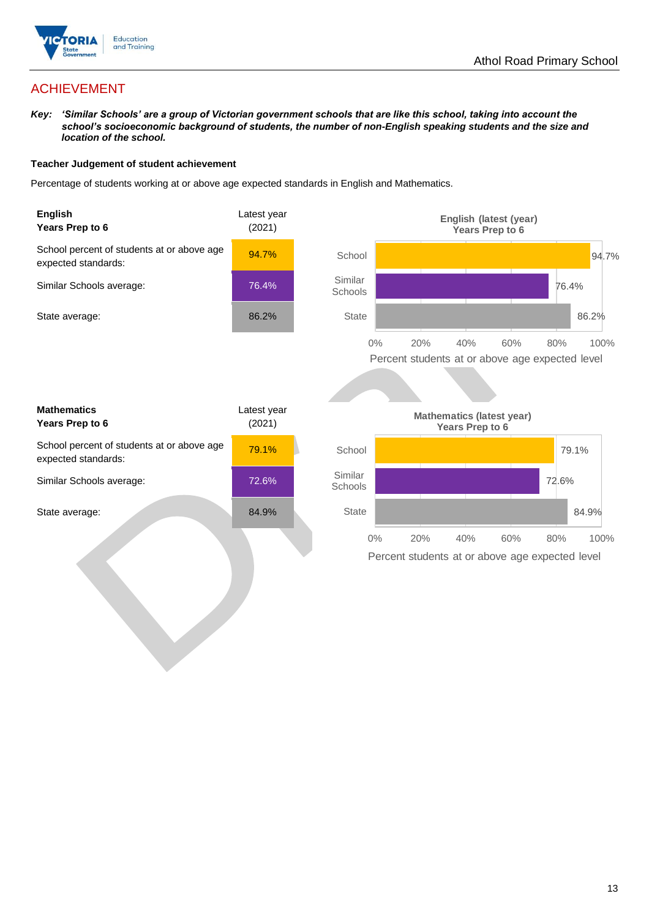# ACHIEVEMENT

***Key:** 'Similar Schools' are a group of Victorian government schools that are like this school, taking into account the school's socioeconomic background of students, the number of non-English speaking students and the size and location of the school.*

**Teacher Judgement of student achievement**

Percentage of students working at or above age expected standards in English and Mathematics.

| **English**<br>**Years Prep to 6** | Latest year (2021) |
|---|---|
| School percent of students at or above age expected standards: | 94.7% |
| Similar Schools average: | 76.4% |
| State average: | 86.2% |

**English (latest (year) Years Prep to 6**

| | Percent students at or above age expected level |
|---|---|
| School | 94.7% |
| Similar Schools | 76.4% |
| State | 86.2% |

| **Mathematics**<br>**Years Prep to 6** | Latest year (2021) |
|---|---|
| School percent of students at or above age expected standards: | 79.1% |
| Similar Schools average: | 72.6% |
| State average: | 84.9% |

**Mathematics (latest year) Years Prep to 6**

| | Percent students at or above age expected level |
|---|---|
| School | 79.1% |
| Similar Schools | 72.6% |
| State | 84.9% |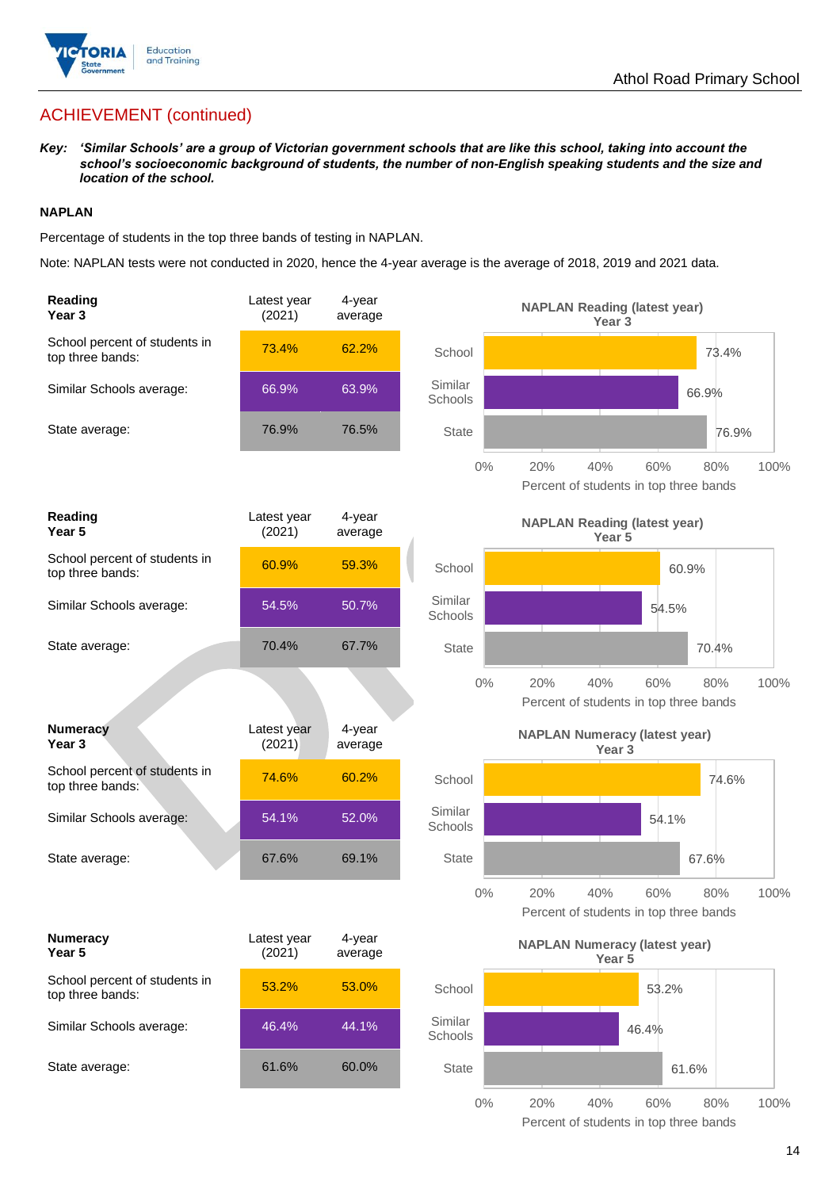# ACHIEVEMENT (continued)

***Key:** 'Similar Schools' are a group of Victorian government schools that are like this school, taking into account the school's socioeconomic background of students, the number of non-English speaking students and the size and location of the school.*

**NAPLAN**

Percentage of students in the top three bands of testing in NAPLAN.

Note: NAPLAN tests were not conducted in 2020, hence the 4-year average is the average of 2018, 2019 and 2021 data.

| **Reading Year 3** | Latest year (2021) | 4-year average |
|---|---|---|
| School percent of students in top three bands: | 73.4% | 62.2% |
| Similar Schools average: | 66.9% | 63.9% |
| State average: | 76.9% | 76.5% |

**NAPLAN Reading (latest year) Year 3**

| | Percent of students in top three bands |
|---|---|
| School | 73.4% |
| Similar Schools | 66.9% |
| State | 76.9% |

| **Reading Year 5** | Latest year (2021) | 4-year average |
|---|---|---|
| School percent of students in top three bands: | 60.9% | 59.3% |
| Similar Schools average: | 54.5% | 50.7% |
| State average: | 70.4% | 67.7% |

**NAPLAN Reading (latest year) Year 5**

| | Percent of students in top three bands |
|---|---|
| School | 60.9% |
| Similar Schools | 54.5% |
| State | 70.4% |

| **Numeracy Year 3** | Latest year (2021) | 4-year average |
|---|---|---|
| School percent of students in top three bands: | 74.6% | 60.2% |
| Similar Schools average: | 54.1% | 52.0% |
| State average: | 67.6% | 69.1% |

**NAPLAN Numeracy (latest year) Year 3**

| | Percent of students in top three bands |
|---|---|
| School | 74.6% |
| Similar Schools | 54.1% |
| State | 67.6% |

| **Numeracy Year 5** | Latest year (2021) | 4-year average |
|---|---|---|
| School percent of students in top three bands: | 53.2% | 53.0% |
| Similar Schools average: | 46.4% | 44.1% |
| State average: | 61.6% | 60.0% |

**NAPLAN Numeracy (latest year) Year 5**

| | Percent of students in top three bands |
|---|---|
| School | 53.2% |
| Similar Schools | 46.4% |
| State | 61.6% |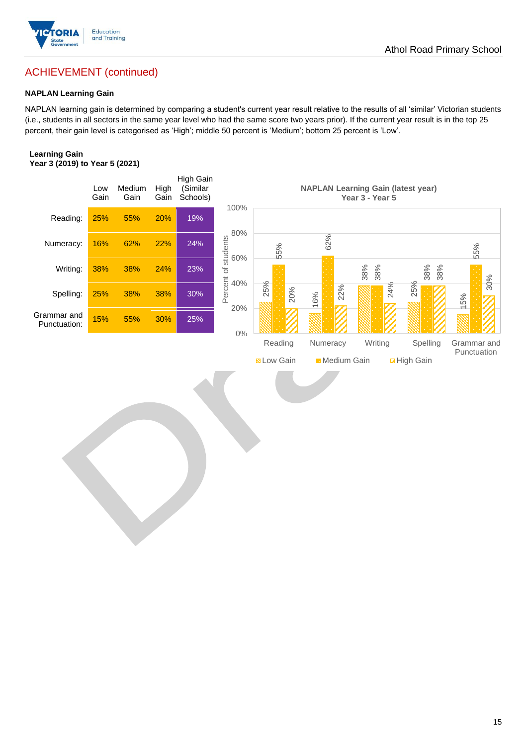# ACHIEVEMENT (continued)

### NAPLAN Learning Gain

NAPLAN learning gain is determined by comparing a student's current year result relative to the results of all 'similar' Victorian students (i.e., students in all sectors in the same year level who had the same score two years prior). If the current year result is in the top 25 percent, their gain level is categorised as 'High'; middle 50 percent is 'Medium'; bottom 25 percent is 'Low'.

**Learning Gain**
**Year 3 (2019) to Year 5 (2021)**

| | Low Gain | Medium Gain | High Gain | High Gain (Similar Schools) |
|---|---|---|---|---|
| Reading: | 25% | 55% | 20% | 19% |
| Numeracy: | 16% | 62% | 22% | 24% |
| Writing: | 38% | 38% | 24% | 23% |
| Spelling: | 25% | 38% | 38% | 30% |
| Grammar and Punctuation: | 15% | 55% | 30% | 25% |

**NAPLAN Learning Gain (latest year)**
**Year 3 - Year 5**

| | Low Gain | Medium Gain | High Gain |
|---|---|---|---|
| Reading | 25% | 55% | 20% |
| Numeracy | 16% | 62% | 22% |
| Writing | 38% | 38% | 24% |
| Spelling | 25% | 38% | 38% |
| Grammar and Punctuation | 15% | 55% | 30% |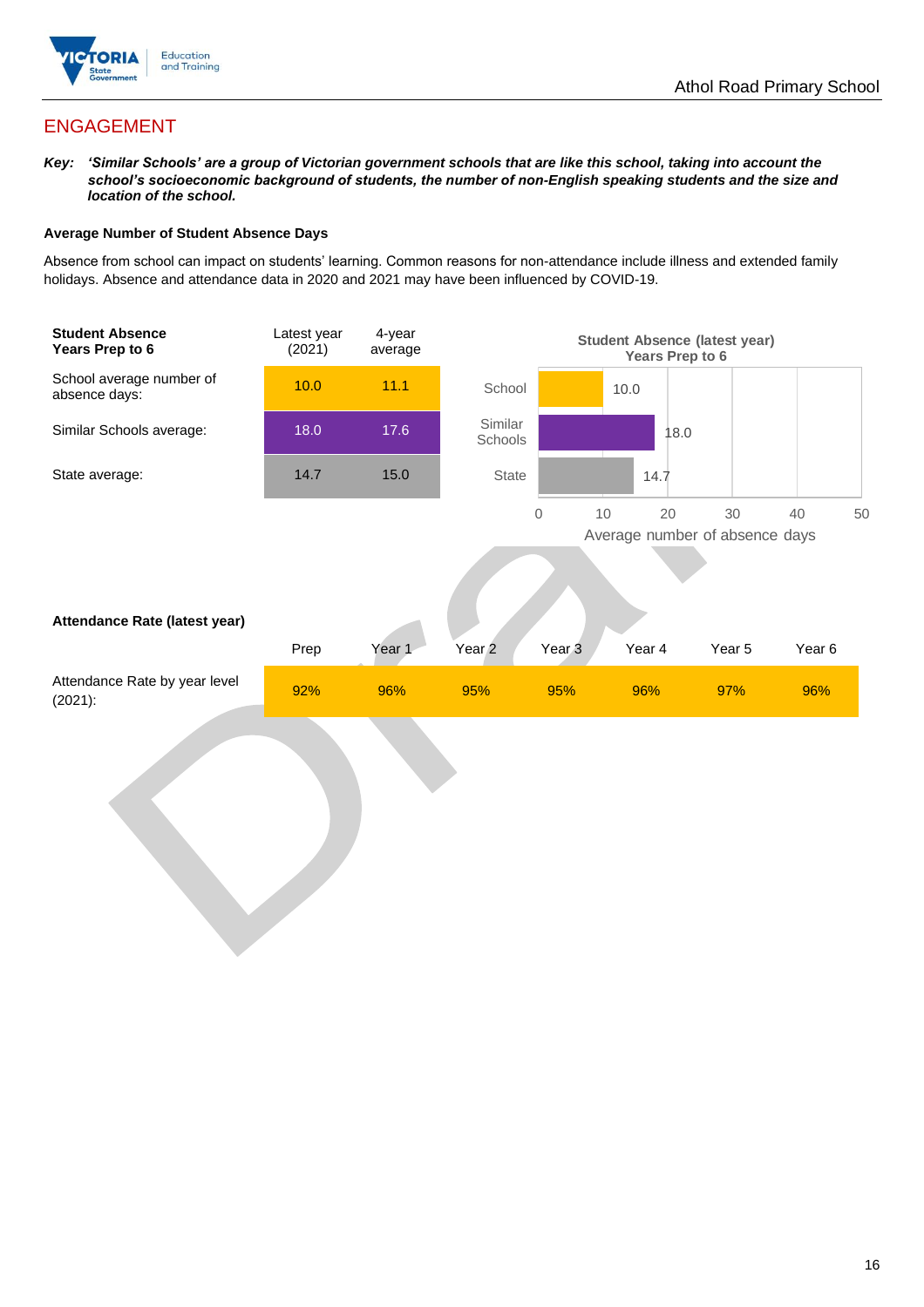## ENGAGEMENT

***Key:** 'Similar Schools' are a group of Victorian government schools that are like this school, taking into account the school's socioeconomic background of students, the number of non-English speaking students and the size and location of the school.*

**Average Number of Student Absence Days**

Absence from school can impact on students' learning. Common reasons for non-attendance include illness and extended family holidays. Absence and attendance data in 2020 and 2021 may have been influenced by COVID-19.

| **Student Absence Years Prep to 6** | Latest year (2021) | 4-year average |
|---|---|---|
| School average number of absence days: | 10.0 | 11.1 |
| Similar Schools average: | 18.0 | 17.6 |
| State average: | 14.7 | 15.0 |

**Student Absence (latest year) Years Prep to 6**

| | Average number of absence days |
|---|---|
| School | 10.0 |
| Similar Schools | 18.0 |
| State | 14.7 |

**Attendance Rate (latest year)**

| | Prep | Year 1 | Year 2 | Year 3 | Year 4 | Year 5 | Year 6 |
|---|---|---|---|---|---|---|---|
| Attendance Rate by year level (2021): | 92% | 96% | 95% | 95% | 96% | 97% | 96% |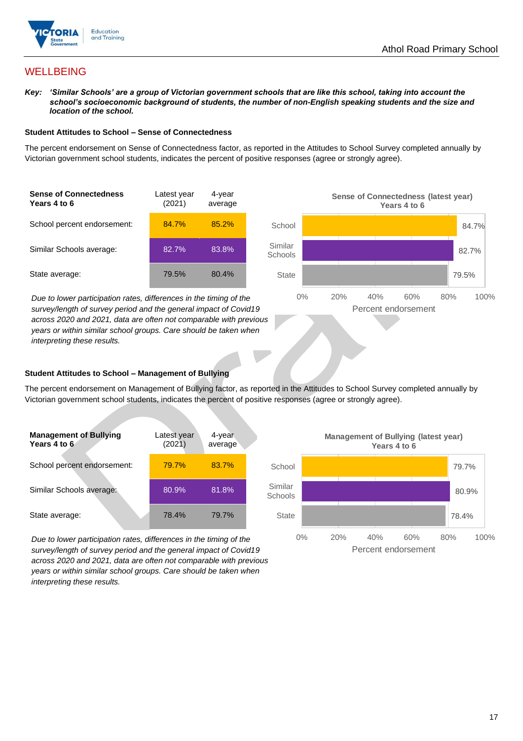## WELLBEING

***Key:*** ***'Similar Schools' are a group of Victorian government schools that are like this school, taking into account the school's socioeconomic background of students, the number of non-English speaking students and the size and location of the school.***

### Student Attitudes to School – Sense of Connectedness

The percent endorsement on Sense of Connectedness factor, as reported in the Attitudes to School Survey completed annually by Victorian government school students, indicates the percent of positive responses (agree or strongly agree).

| **Sense of Connectedness Years 4 to 6** | Latest year (2021) | 4-year average |
|---|---|---|
| School percent endorsement: | 84.7% | 85.2% |
| Similar Schools average: | 82.7% | 83.8% |
| State average: | 79.5% | 80.4% |

**Sense of Connectedness (latest year) Years 4 to 6**

| | Percent endorsement |
|---|---|
| School | 84.7% |
| Similar Schools | 82.7% |
| State | 79.5% |

*Due to lower participation rates, differences in the timing of the survey/length of survey period and the general impact of Covid19 across 2020 and 2021, data are often not comparable with previous years or within similar school groups. Care should be taken when interpreting these results.*

### Student Attitudes to School – Management of Bullying

The percent endorsement on Management of Bullying factor, as reported in the Attitudes to School Survey completed annually by Victorian government school students, indicates the percent of positive responses (agree or strongly agree).

| **Management of Bullying Years 4 to 6** | Latest year (2021) | 4-year average |
|---|---|---|
| School percent endorsement: | 79.7% | 83.7% |
| Similar Schools average: | 80.9% | 81.8% |
| State average: | 78.4% | 79.7% |

**Management of Bullying (latest year) Years 4 to 6**

| | Percent endorsement |
|---|---|
| School | 79.7% |
| Similar Schools | 80.9% |
| State | 78.4% |

*Due to lower participation rates, differences in the timing of the survey/length of survey period and the general impact of Covid19 across 2020 and 2021, data are often not comparable with previous years or within similar school groups. Care should be taken when interpreting these results.*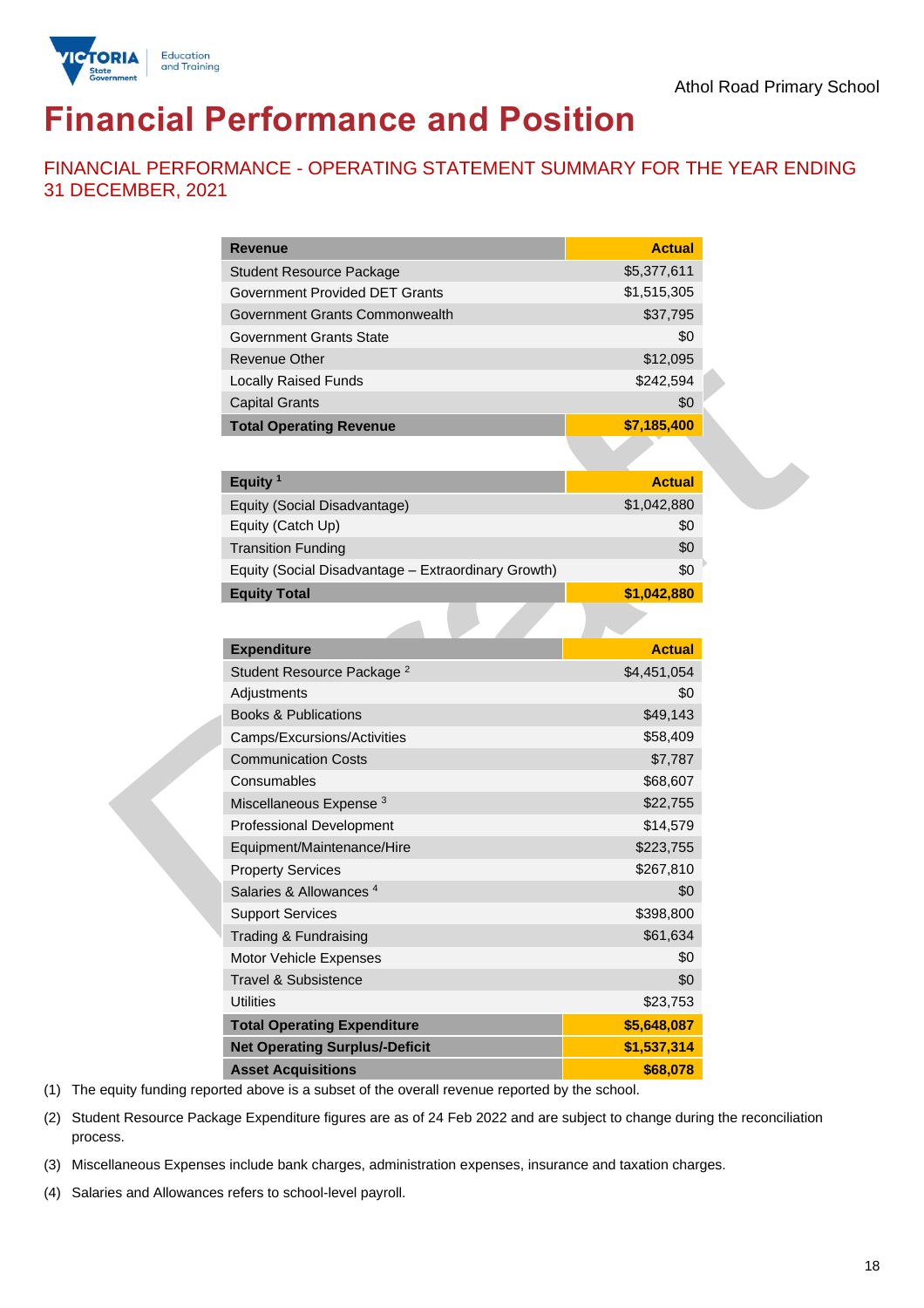# Financial Performance and Position

## FINANCIAL PERFORMANCE - OPERATING STATEMENT SUMMARY FOR THE YEAR ENDING 31 DECEMBER, 2021

| Revenue | Actual |
|---|---|
| Student Resource Package | $5,377,611 |
| Government Provided DET Grants | $1,515,305 |
| Government Grants Commonwealth | $37,795 |
| Government Grants State | $0 |
| Revenue Other | $12,095 |
| Locally Raised Funds | $242,594 |
| Capital Grants | $0 |
| **Total Operating Revenue** | **$7,185,400** |

| Equity [1] | Actual |
|---|---|
| Equity (Social Disadvantage) | $1,042,880 |
| Equity (Catch Up) | $0 |
| Transition Funding | $0 |
| Equity (Social Disadvantage – Extraordinary Growth) | $0 |
| **Equity Total** | **$1,042,880** |

| Expenditure | Actual |
|---|---|
| Student Resource Package [2] | $4,451,054 |
| Adjustments | $0 |
| Books & Publications | $49,143 |
| Camps/Excursions/Activities | $58,409 |
| Communication Costs | $7,787 |
| Consumables | $68,607 |
| Miscellaneous Expense [3] | $22,755 |
| Professional Development | $14,579 |
| Equipment/Maintenance/Hire | $223,755 |
| Property Services | $267,810 |
| Salaries & Allowances [4] | $0 |
| Support Services | $398,800 |
| Trading & Fundraising | $61,634 |
| Motor Vehicle Expenses | $0 |
| Travel & Subsistence | $0 |
| Utilities | $23,753 |
| **Total Operating Expenditure** | **$5,648,087** |
| **Net Operating Surplus/-Deficit** | **$1,537,314** |
| **Asset Acquisitions** | **$68,078** |

(1) The equity funding reported above is a subset of the overall revenue reported by the school.

(2) Student Resource Package Expenditure figures are as of 24 Feb 2022 and are subject to change during the reconciliation process.

(3) Miscellaneous Expenses include bank charges, administration expenses, insurance and taxation charges.

(4) Salaries and Allowances refers to school-level payroll.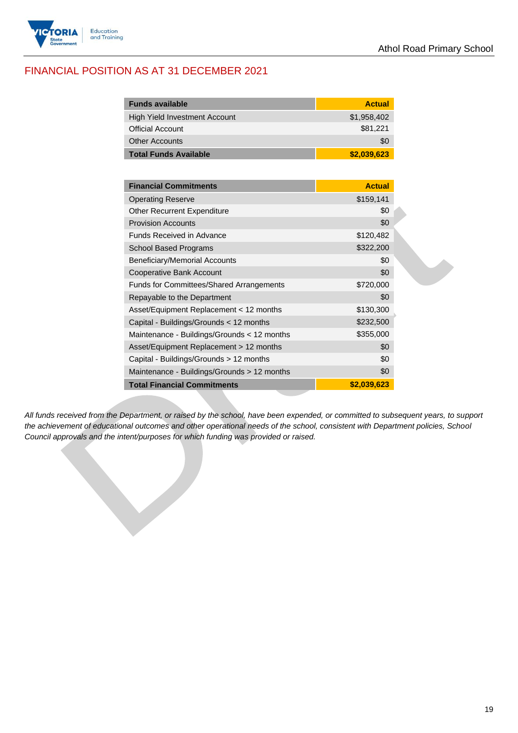## FINANCIAL POSITION AS AT 31 DECEMBER 2021

| Funds available | Actual |
|---|---|
| High Yield Investment Account | $1,958,402 |
| Official Account | $81,221 |
| Other Accounts | $0 |
| **Total Funds Available** | **$2,039,623** |

| Financial Commitments | Actual |
|---|---|
| Operating Reserve | $159,141 |
| Other Recurrent Expenditure | $0 |
| Provision Accounts | $0 |
| Funds Received in Advance | $120,482 |
| School Based Programs | $322,200 |
| Beneficiary/Memorial Accounts | $0 |
| Cooperative Bank Account | $0 |
| Funds for Committees/Shared Arrangements | $720,000 |
| Repayable to the Department | $0 |
| Asset/Equipment Replacement < 12 months | $130,300 |
| Capital - Buildings/Grounds < 12 months | $232,500 |
| Maintenance - Buildings/Grounds < 12 months | $355,000 |
| Asset/Equipment Replacement > 12 months | $0 |
| Capital - Buildings/Grounds > 12 months | $0 |
| Maintenance - Buildings/Grounds > 12 months | $0 |
| **Total Financial Commitments** | **$2,039,623** |

*All funds received from the Department, or raised by the school, have been expended, or committed to subsequent years, to support the achievement of educational outcomes and other operational needs of the school, consistent with Department policies, School Council approvals and the intent/purposes for which funding was provided or raised.*